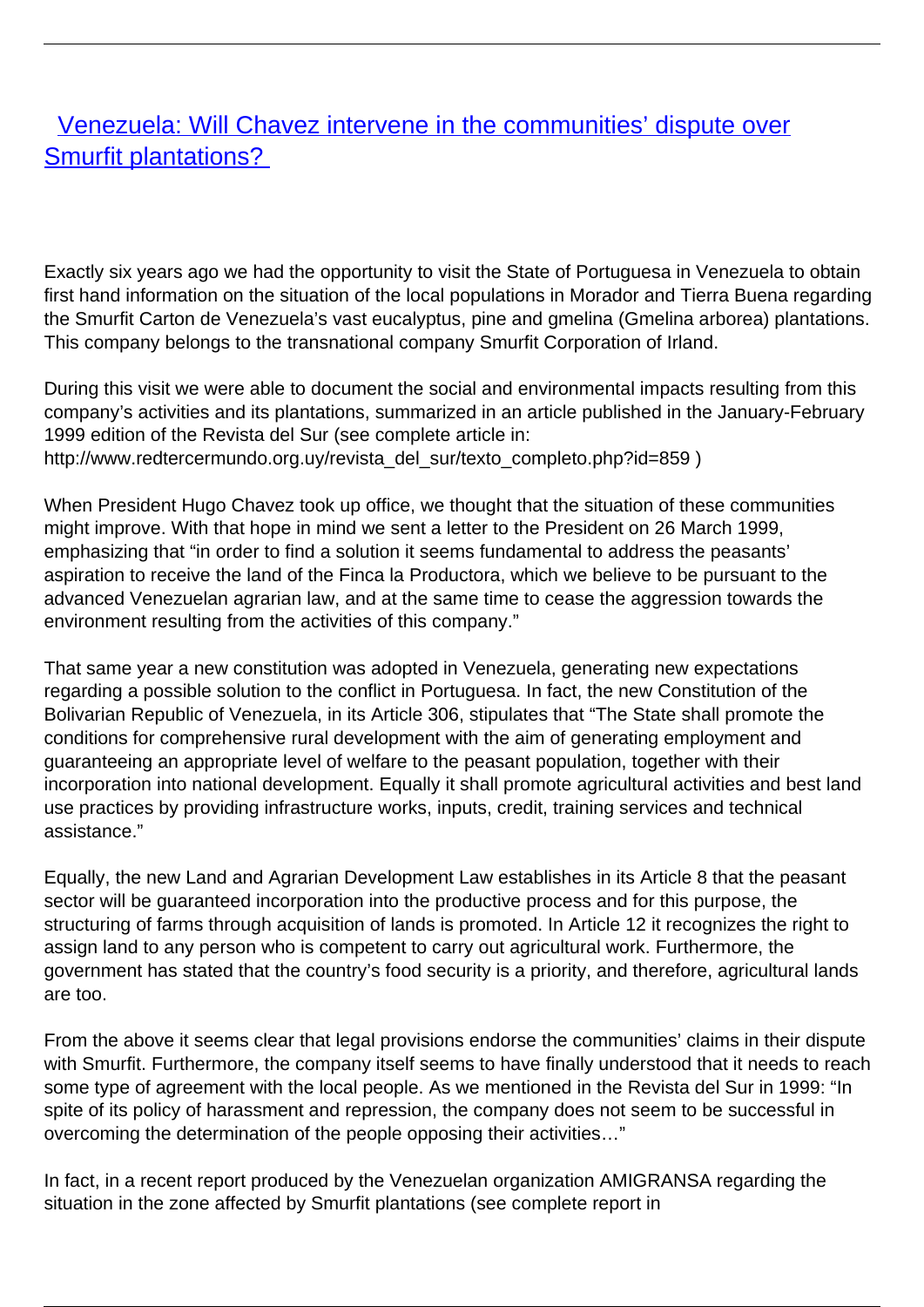# [Venezuela: Will Chavez intervene in the communities' dispute over Smurfit plantations?](#)

Exactly six years ago we had the opportunity to visit the State of Portuguesa in Venezuela to obtain first hand information on the situation of the local populations in Morador and Tierra Buena regarding the Smurfit Carton de Venezuela's vast eucalyptus, pine and gmelina (Gmelina arborea) plantations. This company belongs to the transnational company Smurfit Corporation of Irland.

During this visit we were able to document the social and environmental impacts resulting from this company's activities and its plantations, summarized in an article published in the January-February 1999 edition of the Revista del Sur (see complete article in: http://www.redtercermundo.org.uy/revista_del_sur/texto_completo.php?id=859 )

When President Hugo Chavez took up office, we thought that the situation of these communities might improve. With that hope in mind we sent a letter to the President on 26 March 1999, emphasizing that "in order to find a solution it seems fundamental to address the peasants' aspiration to receive the land of the Finca la Productora, which we believe to be pursuant to the advanced Venezuelan agrarian law, and at the same time to cease the aggression towards the environment resulting from the activities of this company."

That same year a new constitution was adopted in Venezuela, generating new expectations regarding a possible solution to the conflict in Portuguesa. In fact, the new Constitution of the Bolivarian Republic of Venezuela, in its Article 306, stipulates that "The State shall promote the conditions for comprehensive rural development with the aim of generating employment and guaranteeing an appropriate level of welfare to the peasant population, together with their incorporation into national development. Equally it shall promote agricultural activities and best land use practices by providing infrastructure works, inputs, credit, training services and technical assistance."

Equally, the new Land and Agrarian Development Law establishes in its Article 8 that the peasant sector will be guaranteed incorporation into the productive process and for this purpose, the structuring of farms through acquisition of lands is promoted. In Article 12 it recognizes the right to assign land to any person who is competent to carry out agricultural work. Furthermore, the government has stated that the country's food security is a priority, and therefore, agricultural lands are too.

From the above it seems clear that legal provisions endorse the communities' claims in their dispute with Smurfit. Furthermore, the company itself seems to have finally understood that it needs to reach some type of agreement with the local people. As we mentioned in the Revista del Sur in 1999: "In spite of its policy of harassment and repression, the company does not seem to be successful in overcoming the determination of the people opposing their activities…"

In fact, in a recent report produced by the Venezuelan organization AMIGRANSA regarding the situation in the zone affected by Smurfit plantations (see complete report in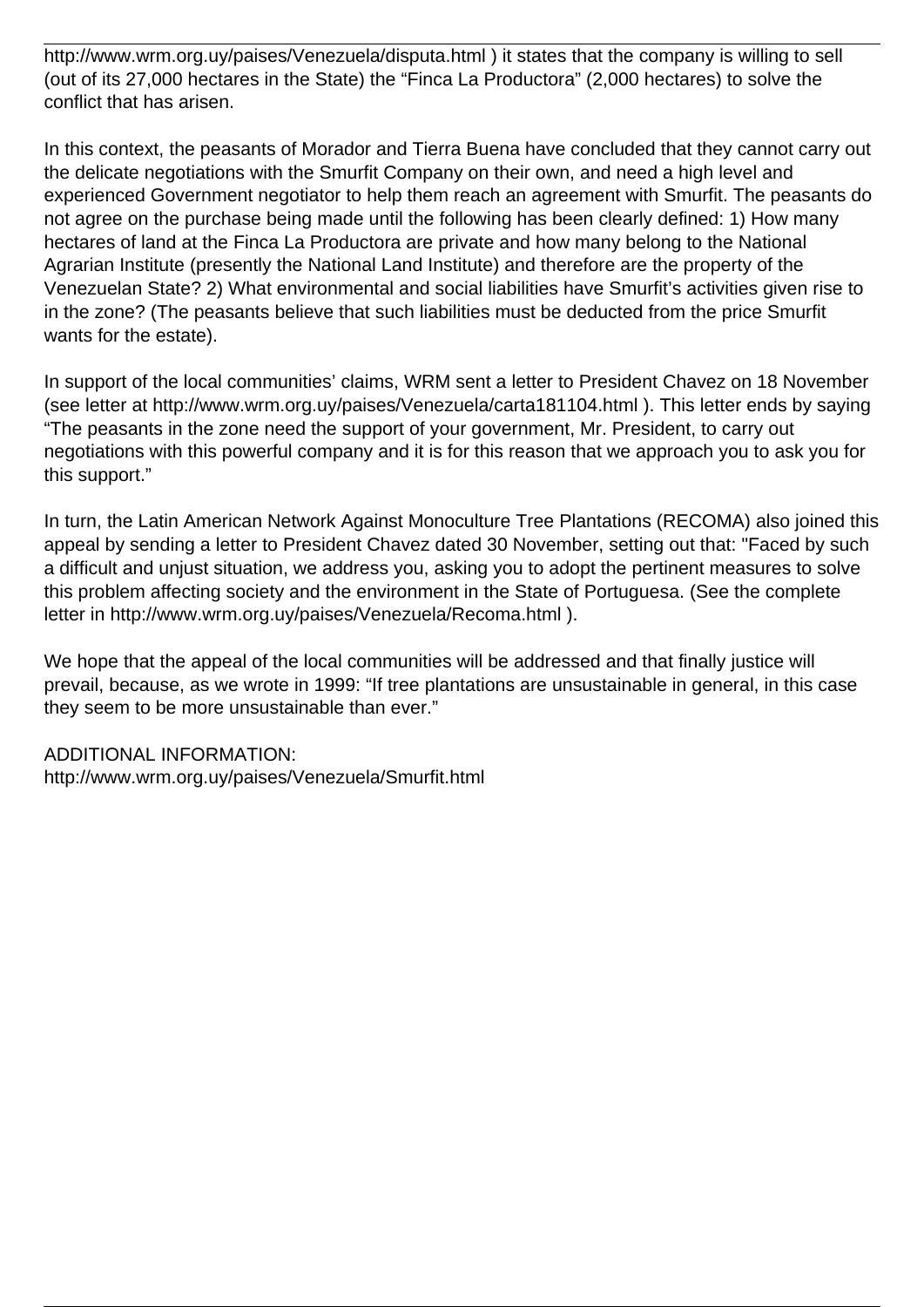http://www.wrm.org.uy/paises/Venezuela/disputa.html ) it states that the company is willing to sell (out of its 27,000 hectares in the State) the "Finca La Productora" (2,000 hectares) to solve the conflict that has arisen.

In this context, the peasants of Morador and Tierra Buena have concluded that they cannot carry out the delicate negotiations with the Smurfit Company on their own, and need a high level and experienced Government negotiator to help them reach an agreement with Smurfit. The peasants do not agree on the purchase being made until the following has been clearly defined: 1) How many hectares of land at the Finca La Productora are private and how many belong to the National Agrarian Institute (presently the National Land Institute) and therefore are the property of the Venezuelan State? 2) What environmental and social liabilities have Smurfit's activities given rise to in the zone? (The peasants believe that such liabilities must be deducted from the price Smurfit wants for the estate).

In support of the local communities' claims, WRM sent a letter to President Chavez on 18 November (see letter at http://www.wrm.org.uy/paises/Venezuela/carta181104.html ). This letter ends by saying "The peasants in the zone need the support of your government, Mr. President, to carry out negotiations with this powerful company and it is for this reason that we approach you to ask you for this support."

In turn, the Latin American Network Against Monoculture Tree Plantations (RECOMA) also joined this appeal by sending a letter to President Chavez dated 30 November, setting out that: "Faced by such a difficult and unjust situation, we address you, asking you to adopt the pertinent measures to solve this problem affecting society and the environment in the State of Portuguesa. (See the complete letter in http://www.wrm.org.uy/paises/Venezuela/Recoma.html ).

We hope that the appeal of the local communities will be addressed and that finally justice will prevail, because, as we wrote in 1999: "If tree plantations are unsustainable in general, in this case they seem to be more unsustainable than ever."

ADDITIONAL INFORMATION:
http://www.wrm.org.uy/paises/Venezuela/Smurfit.html